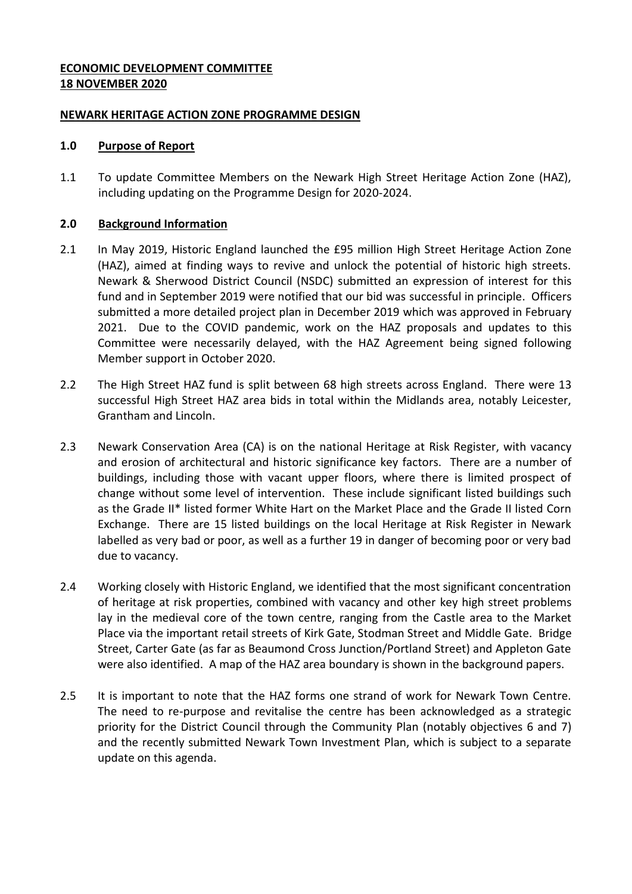**ECONOMIC DEVELOPMENT COMMITTEE**
**18 NOVEMBER 2020**

**NEWARK HERITAGE ACTION ZONE PROGRAMME DESIGN**

## 1.0 Purpose of Report

1.1 To update Committee Members on the Newark High Street Heritage Action Zone (HAZ), including updating on the Programme Design for 2020-2024.

## 2.0 Background Information

2.1 In May 2019, Historic England launched the £95 million High Street Heritage Action Zone (HAZ), aimed at finding ways to revive and unlock the potential of historic high streets. Newark & Sherwood District Council (NSDC) submitted an expression of interest for this fund and in September 2019 were notified that our bid was successful in principle. Officers submitted a more detailed project plan in December 2019 which was approved in February 2021. Due to the COVID pandemic, work on the HAZ proposals and updates to this Committee were necessarily delayed, with the HAZ Agreement being signed following Member support in October 2020.

2.2 The High Street HAZ fund is split between 68 high streets across England. There were 13 successful High Street HAZ area bids in total within the Midlands area, notably Leicester, Grantham and Lincoln.

2.3 Newark Conservation Area (CA) is on the national Heritage at Risk Register, with vacancy and erosion of architectural and historic significance key factors. There are a number of buildings, including those with vacant upper floors, where there is limited prospect of change without some level of intervention. These include significant listed buildings such as the Grade II* listed former White Hart on the Market Place and the Grade II listed Corn Exchange. There are 15 listed buildings on the local Heritage at Risk Register in Newark labelled as very bad or poor, as well as a further 19 in danger of becoming poor or very bad due to vacancy.

2.4 Working closely with Historic England, we identified that the most significant concentration of heritage at risk properties, combined with vacancy and other key high street problems lay in the medieval core of the town centre, ranging from the Castle area to the Market Place via the important retail streets of Kirk Gate, Stodman Street and Middle Gate. Bridge Street, Carter Gate (as far as Beaumond Cross Junction/Portland Street) and Appleton Gate were also identified. A map of the HAZ area boundary is shown in the background papers.

2.5 It is important to note that the HAZ forms one strand of work for Newark Town Centre. The need to re-purpose and revitalise the centre has been acknowledged as a strategic priority for the District Council through the Community Plan (notably objectives 6 and 7) and the recently submitted Newark Town Investment Plan, which is subject to a separate update on this agenda.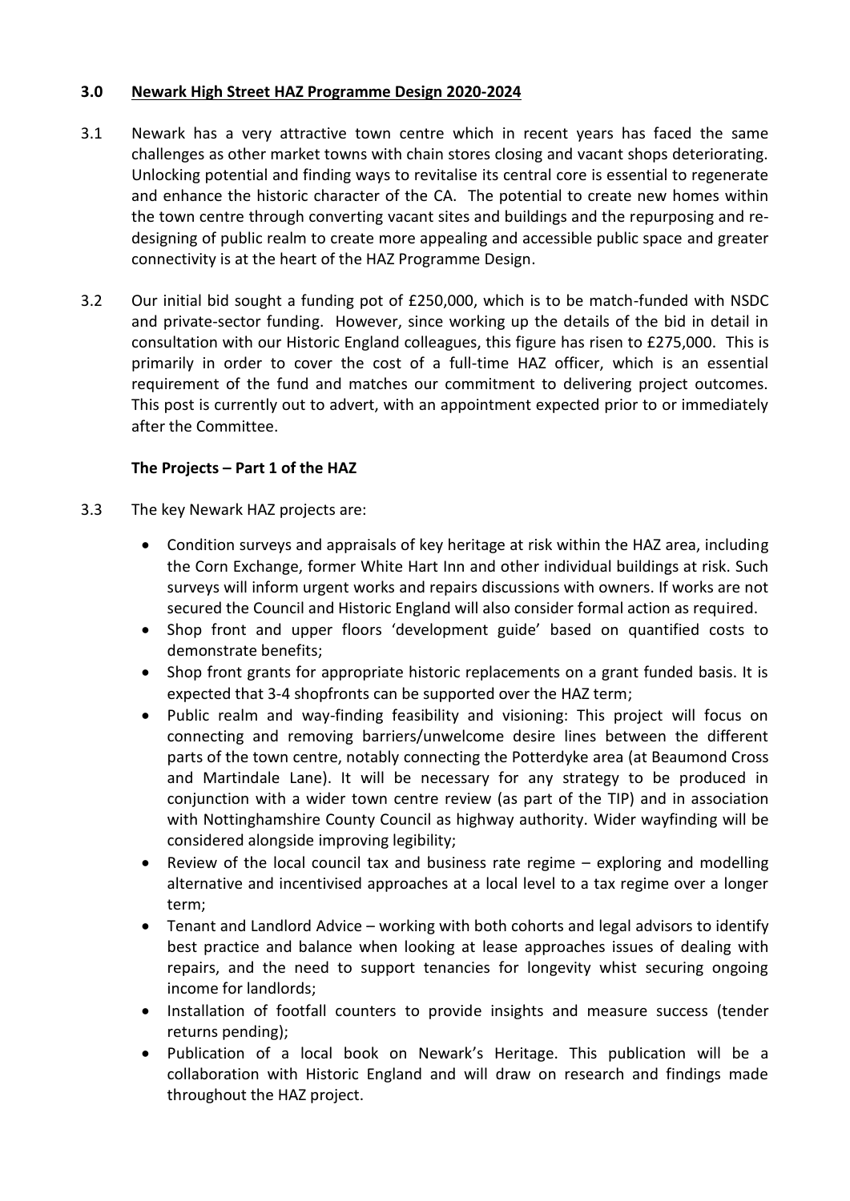### 3.0 Newark High Street HAZ Programme Design 2020-2024

3.1 Newark has a very attractive town centre which in recent years has faced the same challenges as other market towns with chain stores closing and vacant shops deteriorating. Unlocking potential and finding ways to revitalise its central core is essential to regenerate and enhance the historic character of the CA. The potential to create new homes within the town centre through converting vacant sites and buildings and the repurposing and re-designing of public realm to create more appealing and accessible public space and greater connectivity is at the heart of the HAZ Programme Design.

3.2 Our initial bid sought a funding pot of £250,000, which is to be match-funded with NSDC and private-sector funding. However, since working up the details of the bid in detail in consultation with our Historic England colleagues, this figure has risen to £275,000. This is primarily in order to cover the cost of a full-time HAZ officer, which is an essential requirement of the fund and matches our commitment to delivering project outcomes. This post is currently out to advert, with an appointment expected prior to or immediately after the Committee.

**The Projects – Part 1 of the HAZ**

3.3 The key Newark HAZ projects are:

- Condition surveys and appraisals of key heritage at risk within the HAZ area, including the Corn Exchange, former White Hart Inn and other individual buildings at risk. Such surveys will inform urgent works and repairs discussions with owners. If works are not secured the Council and Historic England will also consider formal action as required.
- Shop front and upper floors 'development guide' based on quantified costs to demonstrate benefits;
- Shop front grants for appropriate historic replacements on a grant funded basis. It is expected that 3-4 shopfronts can be supported over the HAZ term;
- Public realm and way-finding feasibility and visioning: This project will focus on connecting and removing barriers/unwelcome desire lines between the different parts of the town centre, notably connecting the Potterdyke area (at Beaumond Cross and Martindale Lane). It will be necessary for any strategy to be produced in conjunction with a wider town centre review (as part of the TIP) and in association with Nottinghamshire County Council as highway authority. Wider wayfinding will be considered alongside improving legibility;
- Review of the local council tax and business rate regime – exploring and modelling alternative and incentivised approaches at a local level to a tax regime over a longer term;
- Tenant and Landlord Advice – working with both cohorts and legal advisors to identify best practice and balance when looking at lease approaches issues of dealing with repairs, and the need to support tenancies for longevity whist securing ongoing income for landlords;
- Installation of footfall counters to provide insights and measure success (tender returns pending);
- Publication of a local book on Newark's Heritage. This publication will be a collaboration with Historic England and will draw on research and findings made throughout the HAZ project.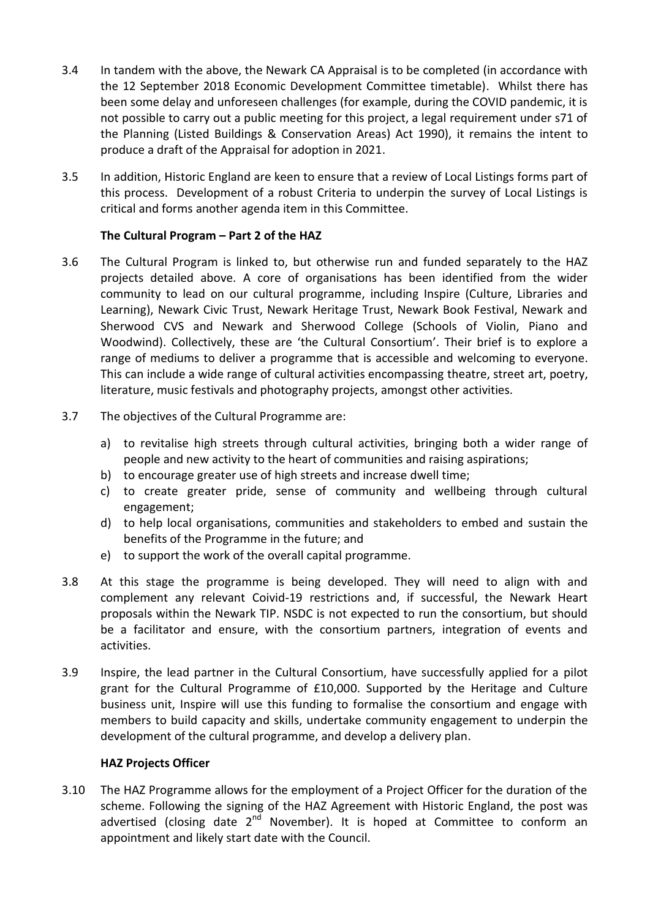3.4 In tandem with the above, the Newark CA Appraisal is to be completed (in accordance with the 12 September 2018 Economic Development Committee timetable). Whilst there has been some delay and unforeseen challenges (for example, during the COVID pandemic, it is not possible to carry out a public meeting for this project, a legal requirement under s71 of the Planning (Listed Buildings & Conservation Areas) Act 1990), it remains the intent to produce a draft of the Appraisal for adoption in 2021.

3.5 In addition, Historic England are keen to ensure that a review of Local Listings forms part of this process. Development of a robust Criteria to underpin the survey of Local Listings is critical and forms another agenda item in this Committee.

**The Cultural Program – Part 2 of the HAZ**

3.6 The Cultural Program is linked to, but otherwise run and funded separately to the HAZ projects detailed above. A core of organisations has been identified from the wider community to lead on our cultural programme, including Inspire (Culture, Libraries and Learning), Newark Civic Trust, Newark Heritage Trust, Newark Book Festival, Newark and Sherwood CVS and Newark and Sherwood College (Schools of Violin, Piano and Woodwind). Collectively, these are 'the Cultural Consortium'. Their brief is to explore a range of mediums to deliver a programme that is accessible and welcoming to everyone. This can include a wide range of cultural activities encompassing theatre, street art, poetry, literature, music festivals and photography projects, amongst other activities.

3.7 The objectives of the Cultural Programme are:

a) to revitalise high streets through cultural activities, bringing both a wider range of people and new activity to the heart of communities and raising aspirations;
b) to encourage greater use of high streets and increase dwell time;
c) to create greater pride, sense of community and wellbeing through cultural engagement;
d) to help local organisations, communities and stakeholders to embed and sustain the benefits of the Programme in the future; and
e) to support the work of the overall capital programme.

3.8 At this stage the programme is being developed. They will need to align with and complement any relevant Coivid-19 restrictions and, if successful, the Newark Heart proposals within the Newark TIP. NSDC is not expected to run the consortium, but should be a facilitator and ensure, with the consortium partners, integration of events and activities.

3.9 Inspire, the lead partner in the Cultural Consortium, have successfully applied for a pilot grant for the Cultural Programme of £10,000. Supported by the Heritage and Culture business unit, Inspire will use this funding to formalise the consortium and engage with members to build capacity and skills, undertake community engagement to underpin the development of the cultural programme, and develop a delivery plan.

**HAZ Projects Officer**

3.10 The HAZ Programme allows for the employment of a Project Officer for the duration of the scheme. Following the signing of the HAZ Agreement with Historic England, the post was advertised (closing date 2nd November). It is hoped at Committee to conform an appointment and likely start date with the Council.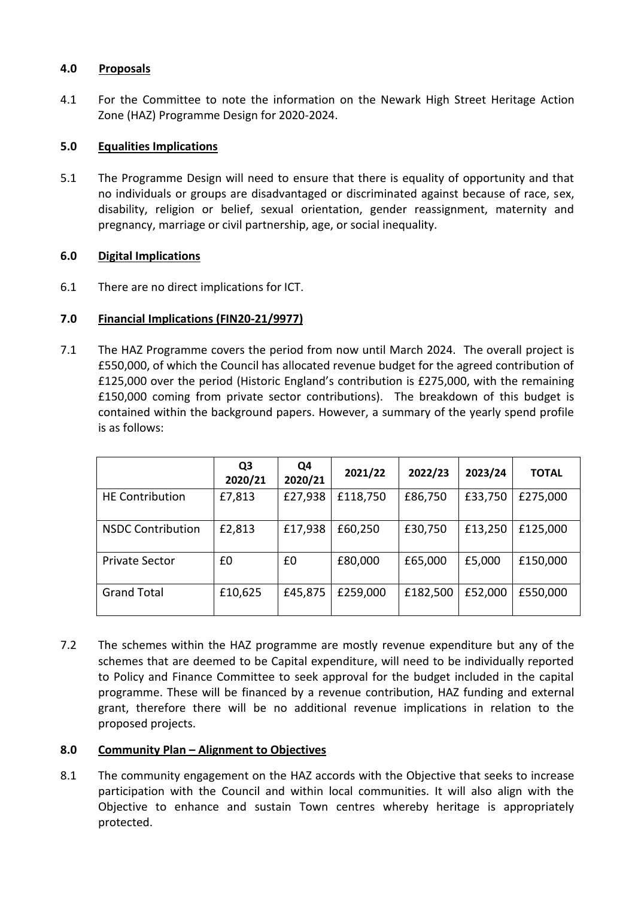## 4.0 Proposals

4.1 For the Committee to note the information on the Newark High Street Heritage Action Zone (HAZ) Programme Design for 2020-2024.

## 5.0 Equalities Implications

5.1 The Programme Design will need to ensure that there is equality of opportunity and that no individuals or groups are disadvantaged or discriminated against because of race, sex, disability, religion or belief, sexual orientation, gender reassignment, maternity and pregnancy, marriage or civil partnership, age, or social inequality.

## 6.0 Digital Implications

6.1 There are no direct implications for ICT.

## 7.0 Financial Implications (FIN20-21/9977)

7.1 The HAZ Programme covers the period from now until March 2024. The overall project is £550,000, of which the Council has allocated revenue budget for the agreed contribution of £125,000 over the period (Historic England's contribution is £275,000, with the remaining £150,000 coming from private sector contributions). The breakdown of this budget is contained within the background papers. However, a summary of the yearly spend profile is as follows:

| | Q3 2020/21 | Q4 2020/21 | 2021/22 | 2022/23 | 2023/24 | TOTAL |
|---|---|---|---|---|---|---|
| HE Contribution | £7,813 | £27,938 | £118,750 | £86,750 | £33,750 | £275,000 |
| NSDC Contribution | £2,813 | £17,938 | £60,250 | £30,750 | £13,250 | £125,000 |
| Private Sector | £0 | £0 | £80,000 | £65,000 | £5,000 | £150,000 |
| Grand Total | £10,625 | £45,875 | £259,000 | £182,500 | £52,000 | £550,000 |

7.2 The schemes within the HAZ programme are mostly revenue expenditure but any of the schemes that are deemed to be Capital expenditure, will need to be individually reported to Policy and Finance Committee to seek approval for the budget included in the capital programme. These will be financed by a revenue contribution, HAZ funding and external grant, therefore there will be no additional revenue implications in relation to the proposed projects.

## 8.0 Community Plan – Alignment to Objectives

8.1 The community engagement on the HAZ accords with the Objective that seeks to increase participation with the Council and within local communities. It will also align with the Objective to enhance and sustain Town centres whereby heritage is appropriately protected.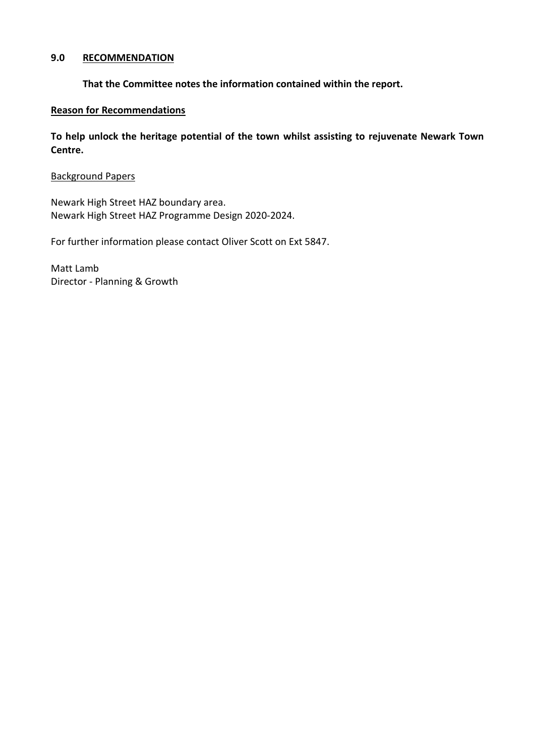## 9.0 RECOMMENDATION

**That the Committee notes the information contained within the report.**

**Reason for Recommendations**

**To help unlock the heritage potential of the town whilst assisting to rejuvenate Newark Town Centre.**

Background Papers

Newark High Street HAZ boundary area.
Newark High Street HAZ Programme Design 2020-2024.

For further information please contact Oliver Scott on Ext 5847.

Matt Lamb
Director - Planning & Growth